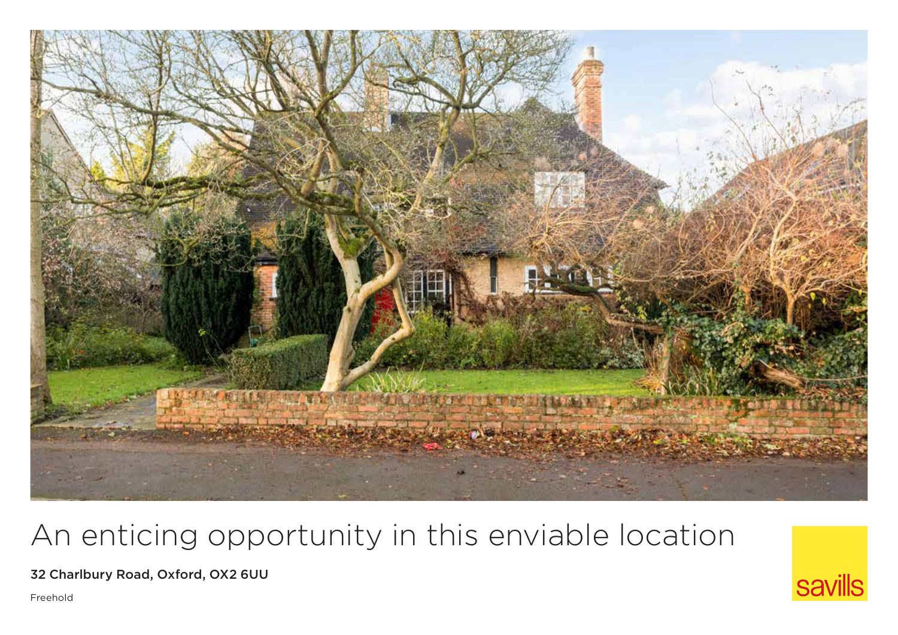# An enticing opportunity in this enviable location

**32 Charlbury Road, Oxford, OX2 6UU**

Freehold

savills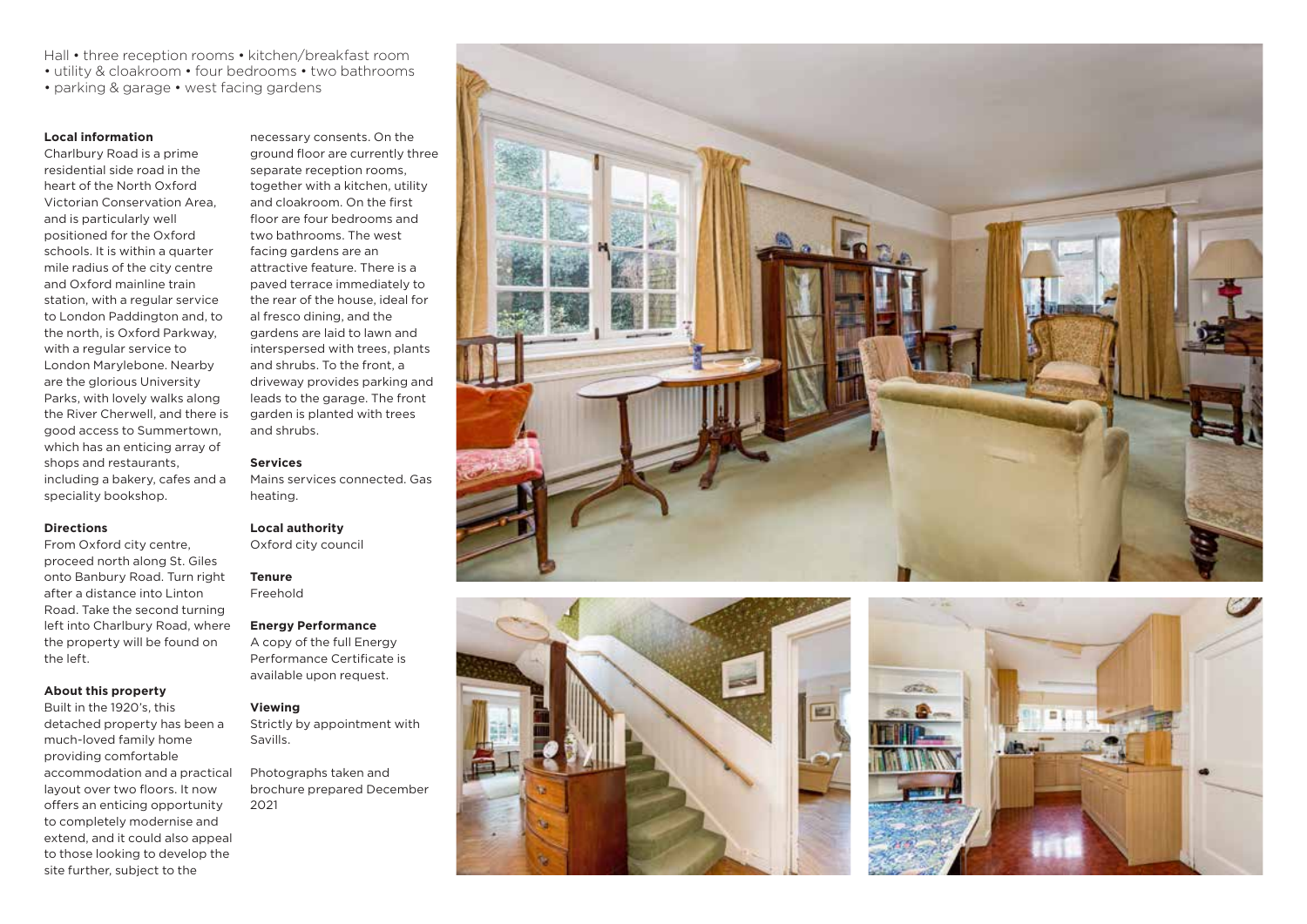Hall • three reception rooms • kitchen/breakfast room • utility & cloakroom • four bedrooms • two bathrooms • parking & garage • west facing gardens

**Local information**

Charlbury Road is a prime residential side road in the heart of the North Oxford Victorian Conservation Area, and is particularly well positioned for the Oxford schools. It is within a quarter mile radius of the city centre and Oxford mainline train station, with a regular service to London Paddington and, to the north, is Oxford Parkway, with a regular service to London Marylebone. Nearby are the glorious University Parks, with lovely walks along the River Cherwell, and there is good access to Summertown, which has an enticing array of shops and restaurants, including a bakery, cafes and a speciality bookshop.

**Directions**

From Oxford city centre, proceed north along St. Giles onto Banbury Road. Turn right after a distance into Linton Road. Take the second turning left into Charlbury Road, where the property will be found on the left.

**About this property**

Built in the 1920's, this detached property has been a much-loved family home providing comfortable accommodation and a practical layout over two floors. It now offers an enticing opportunity to completely modernise and extend, and it could also appeal to those looking to develop the site further, subject to the necessary consents. On the ground floor are currently three separate reception rooms, together with a kitchen, utility and cloakroom. On the first floor are four bedrooms and two bathrooms. The west facing gardens are an attractive feature. There is a paved terrace immediately to the rear of the house, ideal for al fresco dining, and the gardens are laid to lawn and interspersed with trees, plants and shrubs. To the front, a driveway provides parking and leads to the garage. The front garden is planted with trees and shrubs.

**Services**

Mains services connected. Gas heating.

**Local authority**

Oxford city council

**Tenure**

Freehold

**Energy Performance**

A copy of the full Energy Performance Certificate is available upon request.

**Viewing**

Strictly by appointment with Savills.

Photographs taken and brochure prepared December 2021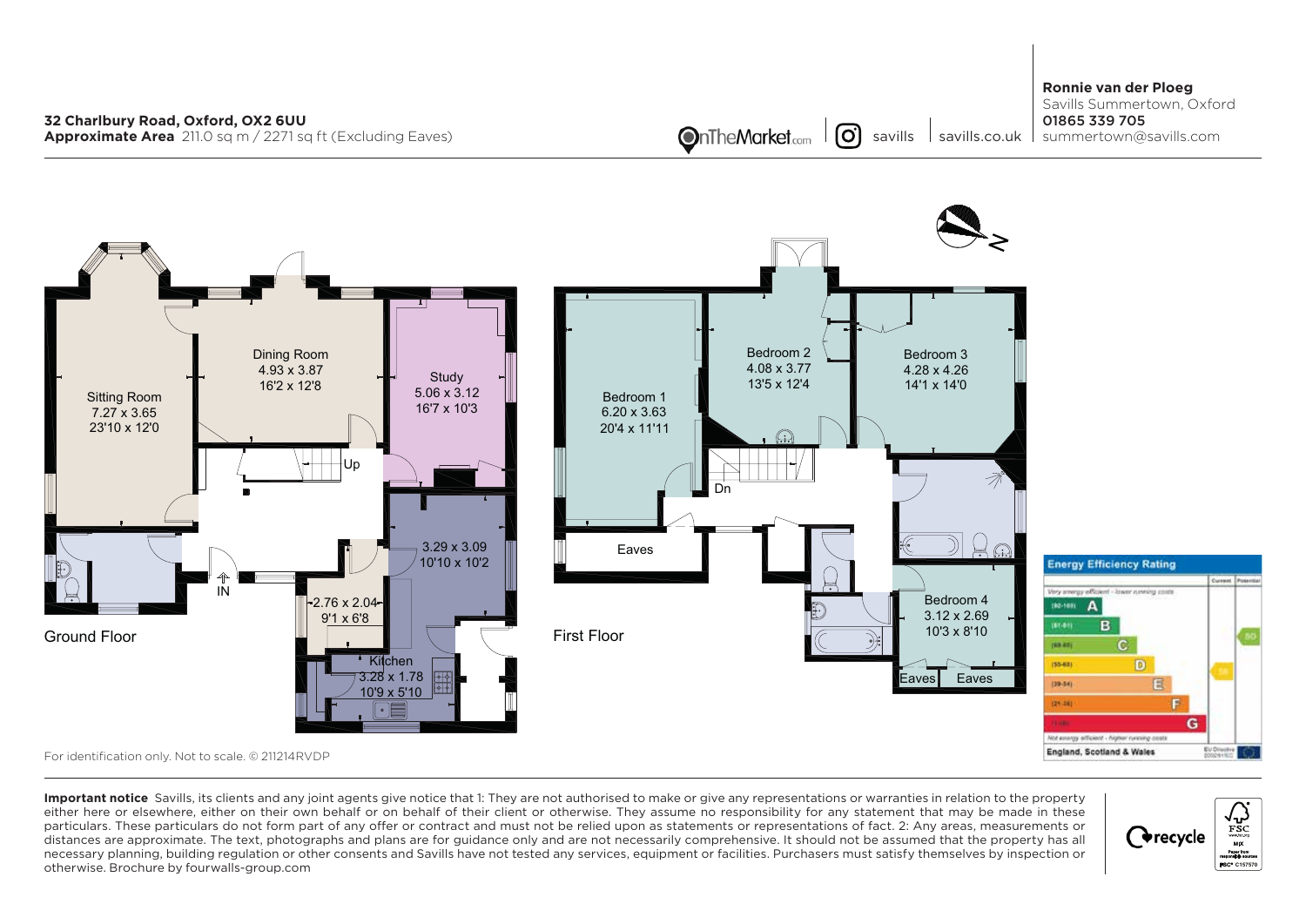**32 Charlbury Road, Oxford, OX2 6UU**
**Approximate Area** 211.0 sq m / 2271 sq ft (Excluding Eaves)

OnTheMarket.com | savills | savills.co.uk

**Ronnie van der Ploeg**
Savills Summertown, Oxford
**01865 339 705**
summertown@savills.com

## Ground Floor

Sitting Room
7.27 x 3.65
23'10 x 12'0

Dining Room
4.93 x 3.87
16'2 x 12'8

Study
5.06 x 3.12
16'7 x 10'3

Up

IN

3.29 x 3.09
10'10 x 10'2

2.76 x 2.04
9'1 x 6'8

Kitchen
3.28 x 1.78
10'9 x 5'10

## First Floor

Bedroom 1
6.20 x 3.63
20'4 x 11'11

Bedroom 2
4.08 x 3.77
13'5 x 12'4

Bedroom 3
4.28 x 4.26
14'1 x 14'0

Dn

Eaves

Bedroom 4
3.12 x 2.69
10'3 x 8'10

Eaves

Eaves

N

Energy Efficiency Rating

Current | Potential

Very energy efficient - lower running costs

(92-100) A

(81-91) B

(69-80) C

(55-68) D

(39-54) E

(21-38) F

(1-20) G

Not energy efficient - higher running costs

England, Scotland & Wales

EU Directive 2002/91/EC

For identification only. Not to scale. © 211214RVDP

**Important notice** Savills, its clients and any joint agents give notice that 1: They are not authorised to make or give any representations or warranties in relation to the property either here or elsewhere, either on their own behalf or on behalf of their client or otherwise. They assume no responsibility for any statement that may be made in these particulars. These particulars do not form part of any offer or contract and must not be relied upon as statements or representations of fact. 2: Any areas, measurements or distances are approximate. The text, photographs and plans are for guidance only and are not necessarily comprehensive. It should not be assumed that the property has all necessary planning, building regulation or other consents and Savills have not tested any services, equipment or facilities. Purchasers must satisfy themselves by inspection or otherwise. Brochure by fourwalls-group.com

recycle

FSC
MIX
Paper from responsible sources
FSC® C157570